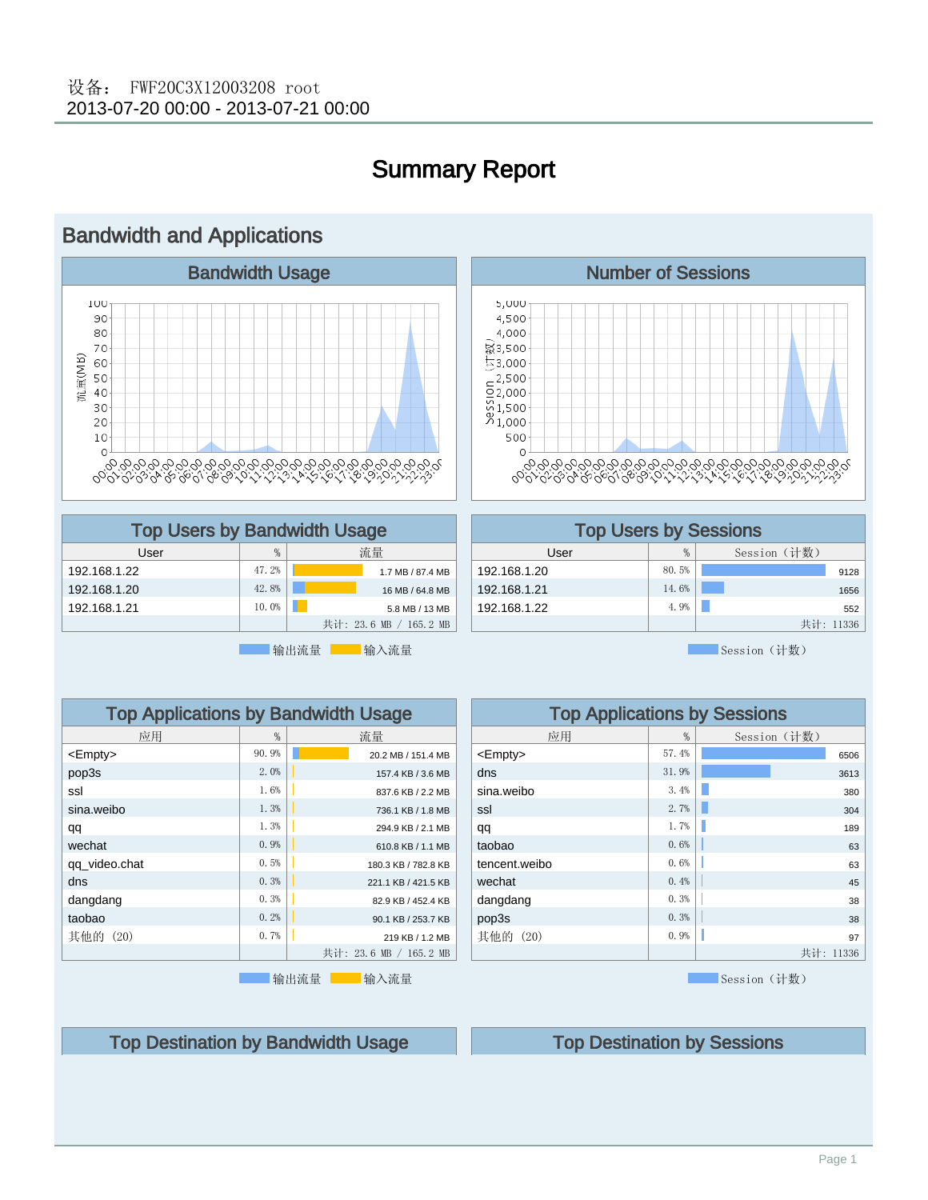设备： FWF20C3X12003208 root
2013-07-20 00:00 - 2013-07-21 00:00

# Summary Report

## Bandwidth and Applications

### Bandwidth Usage

### Number of Sessions

### Top Users by Bandwidth Usage

| User | % | 流量 |
|---|---|---|
| 192.168.1.22 | 47.2% | 1.7 MB / 87.4 MB |
| 192.168.1.20 | 42.8% | 16 MB / 64.8 MB |
| 192.168.1.21 | 10.0% | 5.8 MB / 13 MB |
| | | 共计: 23.6 MB / 165.2 MB |

输出流量 输入流量

### Top Users by Sessions

| User | % | Session（计数） |
|---|---|---|
| 192.168.1.20 | 80.5% | 9128 |
| 192.168.1.21 | 14.6% | 1656 |
| 192.168.1.22 | 4.9% | 552 |
| | | 共计: 11336 |

Session（计数）

### Top Applications by Bandwidth Usage

| 应用 | % | 流量 |
|---|---|---|
| <Empty> | 90.9% | 20.2 MB / 151.4 MB |
| pop3s | 2.0% | 157.4 KB / 3.6 MB |
| ssl | 1.6% | 837.6 KB / 2.2 MB |
| sina.weibo | 1.3% | 736.1 KB / 1.8 MB |
| qq | 1.3% | 294.9 KB / 2.1 MB |
| wechat | 0.9% | 610.8 KB / 1.1 MB |
| qq_video.chat | 0.5% | 180.3 KB / 782.8 KB |
| dns | 0.3% | 221.1 KB / 421.5 KB |
| dangdang | 0.3% | 82.9 KB / 452.4 KB |
| taobao | 0.2% | 90.1 KB / 253.7 KB |
| 其他的 (20) | 0.7% | 219 KB / 1.2 MB |
| | | 共计: 23.6 MB / 165.2 MB |

输出流量 输入流量

### Top Applications by Sessions

| 应用 | % | Session（计数） |
|---|---|---|
| <Empty> | 57.4% | 6506 |
| dns | 31.9% | 3613 |
| sina.weibo | 3.4% | 380 |
| ssl | 2.7% | 304 |
| qq | 1.7% | 189 |
| taobao | 0.6% | 63 |
| tencent.weibo | 0.6% | 63 |
| wechat | 0.4% | 45 |
| dangdang | 0.3% | 38 |
| pop3s | 0.3% | 38 |
| 其他的 (20) | 0.9% | 97 |
| | | 共计: 11336 |

Session（计数）

### Top Destination by Bandwidth Usage

### Top Destination by Sessions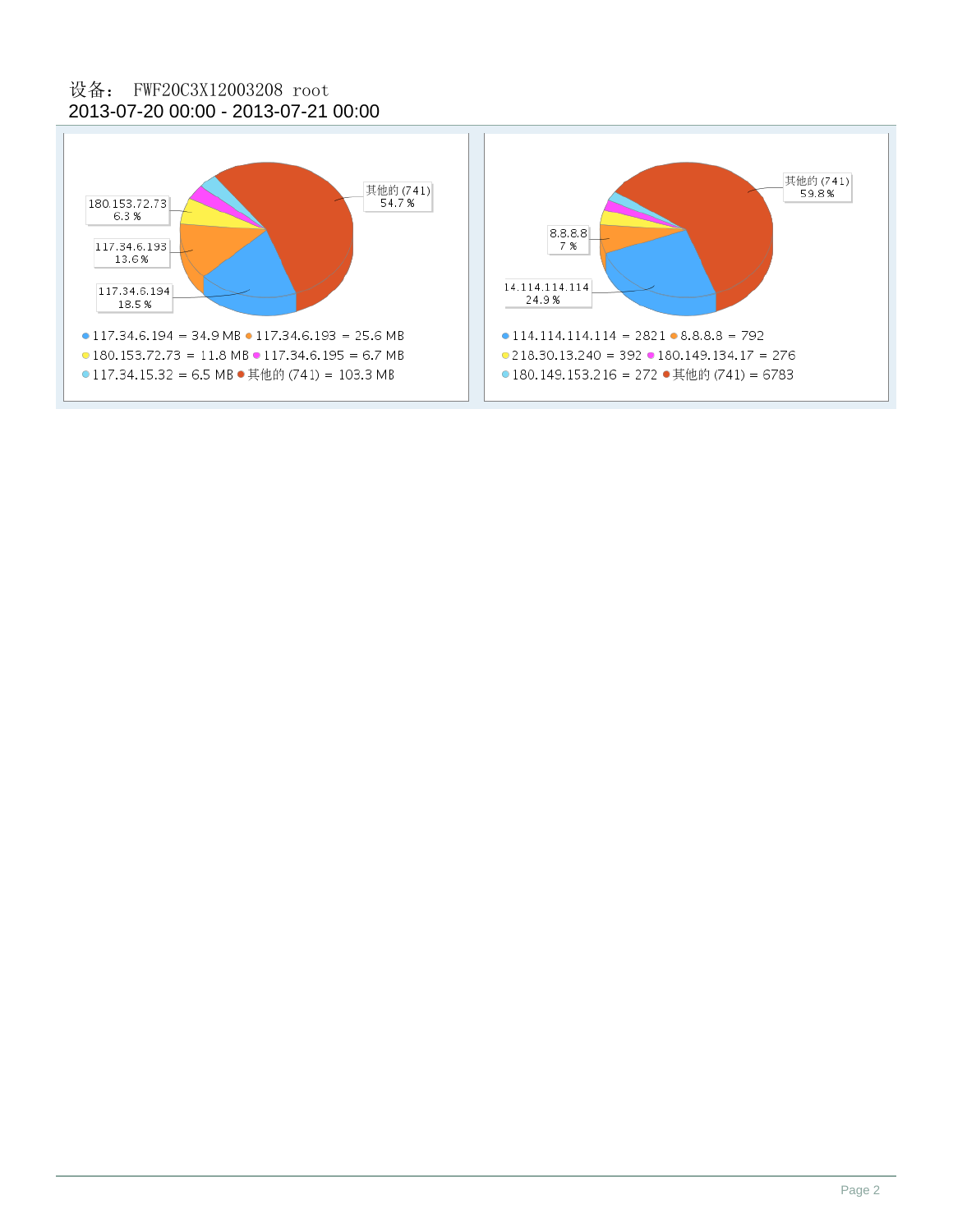设备： FWF20C3X12003208 root
2013-07-20 00:00 - 2013-07-21 00:00

其他的 (741)
54.7 %

180.153.72.73
6.3 %

117.34.6.193
13.6 %

117.34.6.194
18.5 %

- 117.34.6.194 = 34.9 MB
- 117.34.6.193 = 25.6 MB
- 180.153.72.73 = 11.8 MB
- 117.34.6.195 = 6.7 MB
- 117.34.15.32 = 6.5 MB
- 其他的 (741) = 103.3 MB

其他的 (741)
59.8 %

8.8.8.8
7 %

14.114.114.114
24.9 %

- 114.114.114.114 = 2821
- 8.8.8.8 = 792
- 218.30.13.240 = 392
- 180.149.134.17 = 276
- 180.149.153.216 = 272
- 其他的 (741) = 6783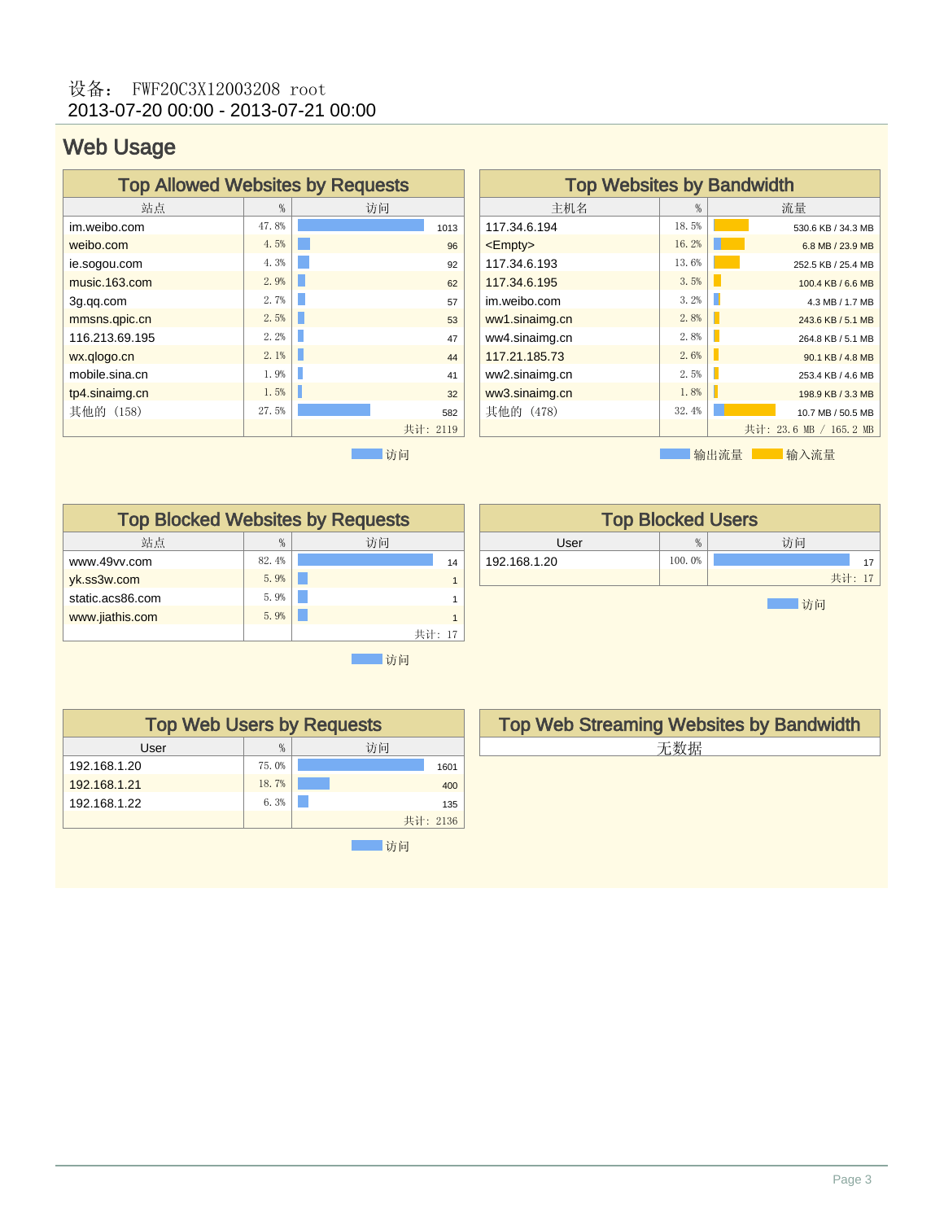设备： FWF20C3X12003208 root
2013-07-20 00:00 - 2013-07-21 00:00

# Web Usage

## Top Allowed Websites by Requests

| 站点 | % | 访问 |
|---|---|---|
| im.weibo.com | 47.8% | 1013 |
| weibo.com | 4.5% | 96 |
| ie.sogou.com | 4.3% | 92 |
| music.163.com | 2.9% | 62 |
| 3g.qq.com | 2.7% | 57 |
| mmsns.qpic.cn | 2.5% | 53 |
| 116.213.69.195 | 2.2% | 47 |
| wx.qlogo.cn | 2.1% | 44 |
| mobile.sina.cn | 1.9% | 41 |
| tp4.sinaimg.cn | 1.5% | 32 |
| 其他的 (158) | 27.5% | 582 |
| | | 共计: 2119 |

访问

## Top Websites by Bandwidth

| 主机名 | % | 流量 |
|---|---|---|
| 117.34.6.194 | 18.5% | 530.6 KB / 34.3 MB |
| <Empty> | 16.2% | 6.8 MB / 23.9 MB |
| 117.34.6.193 | 13.6% | 252.5 KB / 25.4 MB |
| 117.34.6.195 | 3.5% | 100.4 KB / 6.6 MB |
| im.weibo.com | 3.2% | 4.3 MB / 1.7 MB |
| ww1.sinaimg.cn | 2.8% | 243.6 KB / 5.1 MB |
| ww4.sinaimg.cn | 2.8% | 264.8 KB / 5.1 MB |
| 117.21.185.73 | 2.6% | 90.1 KB / 4.8 MB |
| ww2.sinaimg.cn | 2.5% | 253.4 KB / 4.6 MB |
| ww3.sinaimg.cn | 1.8% | 198.9 KB / 3.3 MB |
| 其他的 (478) | 32.4% | 10.7 MB / 50.5 MB |
| | | 共计: 23.6 MB / 165.2 MB |

输出流量 输入流量

## Top Blocked Websites by Requests

| 站点 | % | 访问 |
|---|---|---|
| www.49vv.com | 82.4% | 14 |
| yk.ss3w.com | 5.9% | 1 |
| static.acs86.com | 5.9% | 1 |
| www.jiathis.com | 5.9% | 1 |
| | | 共计: 17 |

访问

## Top Blocked Users

| User | % | 访问 |
|---|---|---|
| 192.168.1.20 | 100.0% | 17 |
| | | 共计: 17 |

访问

## Top Web Users by Requests

| User | % | 访问 |
|---|---|---|
| 192.168.1.20 | 75.0% | 1601 |
| 192.168.1.21 | 18.7% | 400 |
| 192.168.1.22 | 6.3% | 135 |
| | | 共计: 2136 |

访问

## Top Web Streaming Websites by Bandwidth

无数据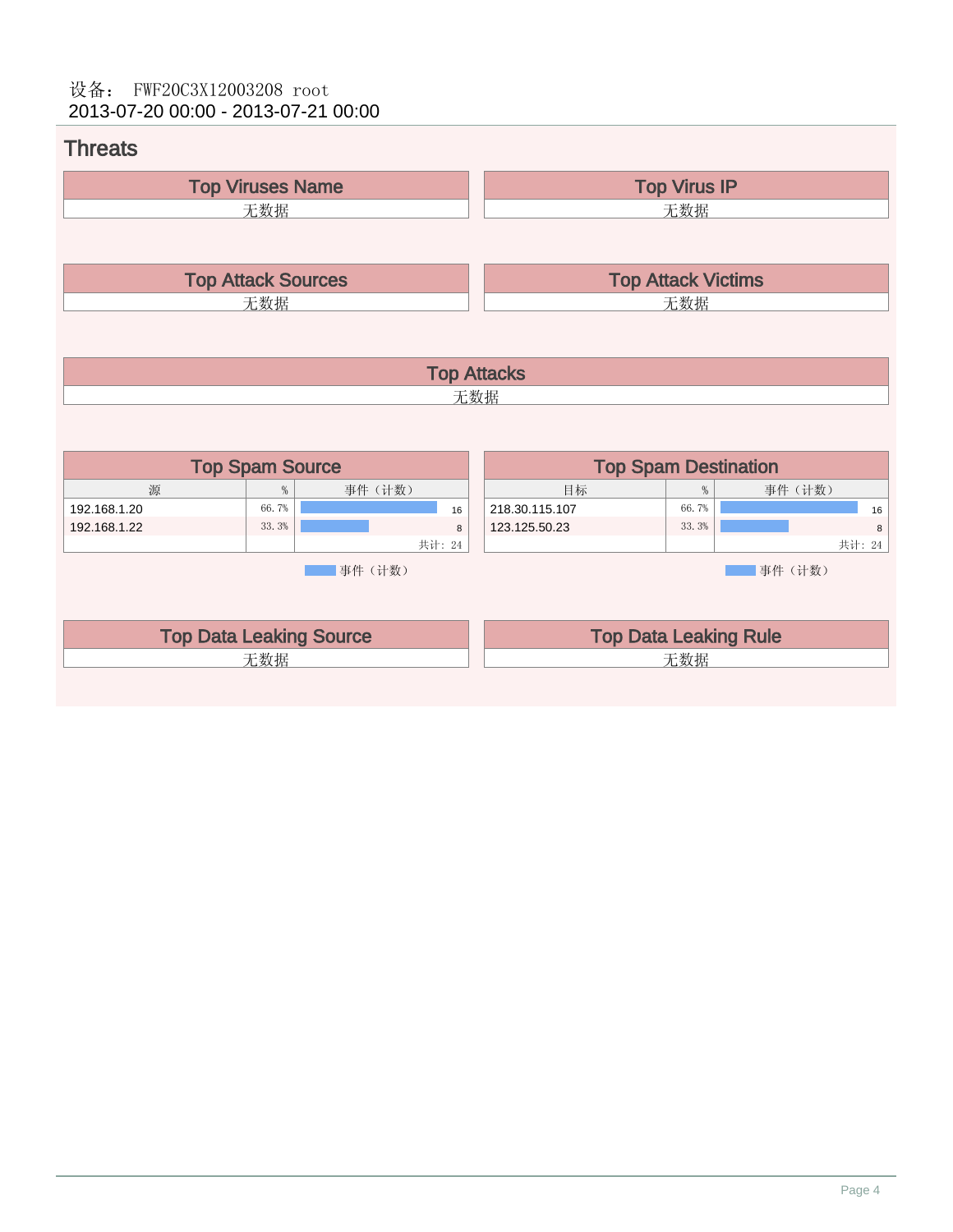设备： FWF20C3X12003208 root
2013-07-20 00:00 - 2013-07-21 00:00

# Threats

## Top Viruses Name

无数据

## Top Virus IP

无数据

## Top Attack Sources

无数据

## Top Attack Victims

无数据

## Top Attacks

无数据

## Top Spam Source

| 源 | % | 事件（计数） |
|---|---|---|
| 192.168.1.20 | 66.7% | 16 |
| 192.168.1.22 | 33.3% | 8 |
| | | 共计: 24 |

事件（计数）

## Top Spam Destination

| 目标 | % | 事件（计数） |
|---|---|---|
| 218.30.115.107 | 66.7% | 16 |
| 123.125.50.23 | 33.3% | 8 |
| | | 共计: 24 |

事件（计数）

## Top Data Leaking Source

无数据

## Top Data Leaking Rule

无数据